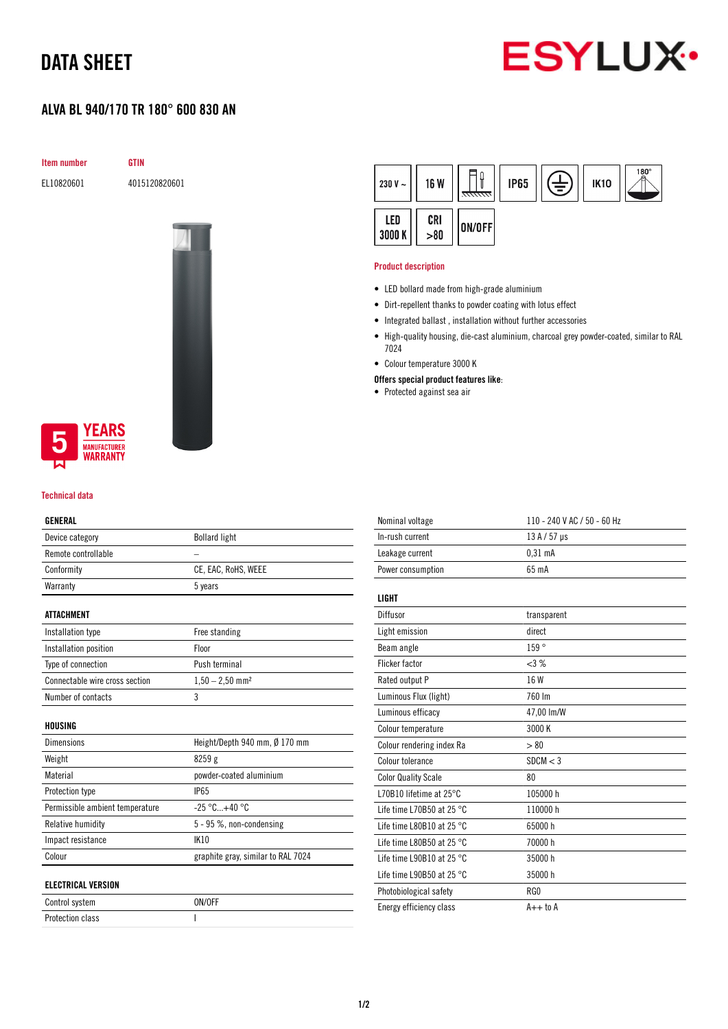# DATA SHEET

## ALVA BL 940/170 TR 180° 600 830 AN

| Item number | GTIN |
|---|---|
| EL10820601 | 4015120820601 |

230 V ~ | 16 W | IP65 | IK10 | 180° | LED 3000 K | CRI >80 | ON/OFF

5 YEARS MANUFACTURER WARRANTY

### Product description

- LED bollard made from high-grade aluminium
- Dirt-repellent thanks to powder coating with lotus effect
- Integrated ballast , installation without further accessories
- High-quality housing, die-cast aluminium, charcoal grey powder-coated, similar to RAL 7024
- Colour temperature 3000 K

**Offers special product features like:**

- Protected against sea air

### Technical data

| GENERAL | |
|---|---|
| Device category | Bollard light |
| Remote controllable | – |
| Conformity | CE, EAC, RoHS, WEEE |
| Warranty | 5 years |

| ATTACHMENT | |
|---|---|
| Installation type | Free standing |
| Installation position | Floor |
| Type of connection | Push terminal |
| Connectable wire cross section | 1,50 – 2,50 mm² |
| Number of contacts | 3 |

| HOUSING | |
|---|---|
| Dimensions | Height/Depth 940 mm, Ø 170 mm |
| Weight | 8259 g |
| Material | powder-coated aluminium |
| Protection type | IP65 |
| Permissible ambient temperature | -25 °C...+40 °C |
| Relative humidity | 5 - 95 %, non-condensing |
| Impact resistance | IK10 |
| Colour | graphite gray, similar to RAL 7024 |

| ELECTRICAL VERSION | |
|---|---|
| Control system | ON/OFF |
| Protection class | I |
| Nominal voltage | 110 - 240 V AC / 50 - 60 Hz |
| In-rush current | 13 A / 57 µs |
| Leakage current | 0,31 mA |
| Power consumption | 65 mA |

| LIGHT | |
|---|---|
| Diffusor | transparent |
| Light emission | direct |
| Beam angle | 159 ° |
| Flicker factor | <3 % |
| Rated output P | 16 W |
| Luminous Flux (light) | 760 lm |
| Luminous efficacy | 47,00 lm/W |
| Colour temperature | 3000 K |
| Colour rendering index Ra | > 80 |
| Colour tolerance | SDCM < 3 |
| Color Quality Scale | 80 |
| L70B10 lifetime at 25°C | 105000 h |
| Life time L70B50 at 25 °C | 110000 h |
| Life time L80B10 at 25 °C | 65000 h |
| Life time L80B50 at 25 °C | 70000 h |
| Life time L90B10 at 25 °C | 35000 h |
| Life time L90B50 at 25 °C | 35000 h |
| Photobiological safety | RG0 |
| Energy efficiency class | A++ to A |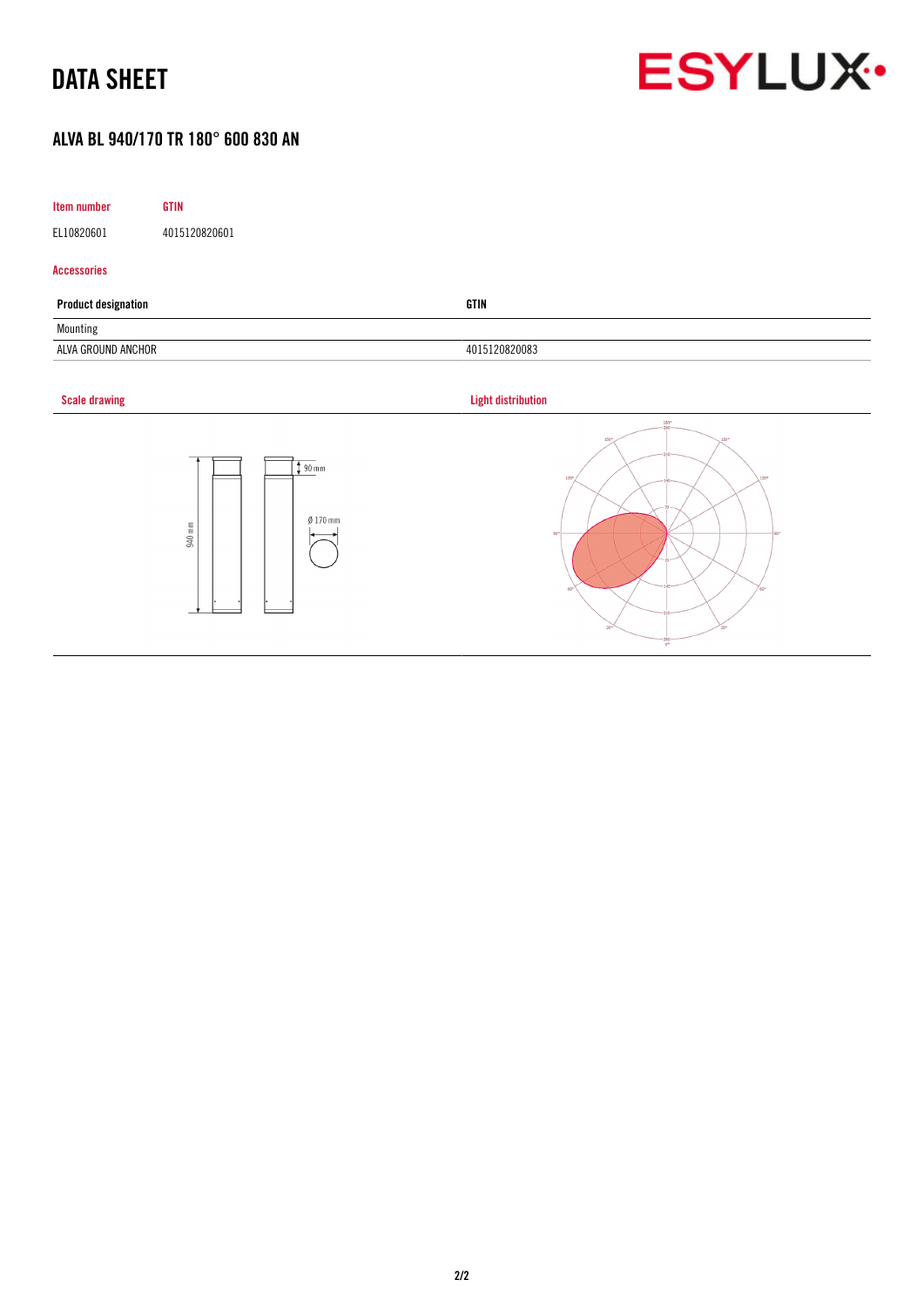# DATA SHEET

## ALVA BL 940/170 TR 180° 600 830 AN

| Item number | GTIN |
| --- | --- |
| EL10820601 | 4015120820601 |

### Accessories

| Product designation | GTIN |
| --- | --- |
| Mounting | |
| ALVA GROUND ANCHOR | 4015120820083 |

### Scale drawing

940 mm
90 mm
Ø 170 mm

### Light distribution

180°
150°
150°
120°
120°
90°
90°
60°
60°
30°
30°
0°
280
210
140
70
70
140
210
280